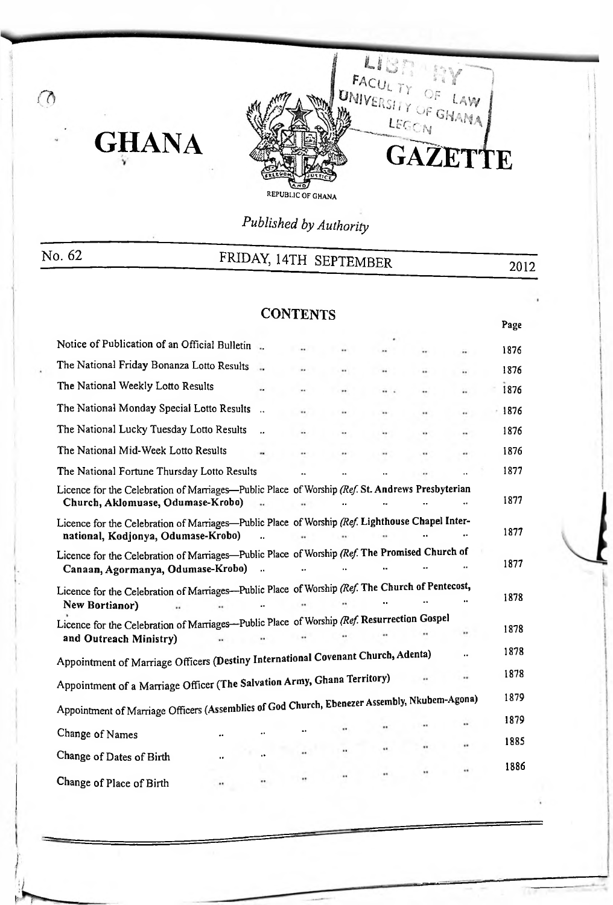# GHANA GAZETTE

REPUBLIC OF GHANA

*Published by Authority*

No. 62 FRIDAY, 14TH SEPTEMBER 2012

## CONTENTS

| | Page |
|---|---|
| Notice of Publication of an Official Bulletin .. | 1876 |
| The National Friday Bonanza Lotto Results .. | 1876 |
| The National Weekly Lotto Results | 1876 |
| The National Monday Special Lotto Results .. | 1876 |
| The National Lucky Tuesday Lotto Results .. | 1876 |
| The National Mid-Week Lotto Results | 1876 |
| The National Fortune Thursday Lotto Results | 1877 |
| Licence for the Celebration of Marriages—Public Place of Worship *(Ref.* **St. Andrews Presbyterian Church, Aklomuase, Odumase-Krobo)** | 1877 |
| Licence for the Celebration of Marriages—Public Place of Worship *(Ref.* **Lighthouse Chapel International, Kodjonya, Odumase-Krobo)** | 1877 |
| Licence for the Celebration of Marriages—Public Place of Worship *(Ref.* **The Promised Church of Canaan, Agormanya, Odumase-Krobo)** | 1877 |
| Licence for the Celebration of Marriages—Public Place of Worship *(Ref.* **The Church of Pentecost, New Bortianor)** | 1878 |
| Licence for the Celebration of Marriages—Public Place of Worship *(Ref.* **Resurrection Gospel and Outreach Ministry)** | 1878 |
| Appointment of Marriage Officers **(Destiny International Covenant Church, Adenta)** | 1878 |
| Appointment of a Marriage Officer **(The Salvation Army, Ghana Territory)** | 1878 |
| Appointment of Marriage Officers **(Assemblies of God Church, Ebenezer Assembly, Nkubem-Agona)** | 1879 |
| Change of Names | 1879 |
| Change of Dates of Birth | 1885 |
| Change of Place of Birth | 1886 |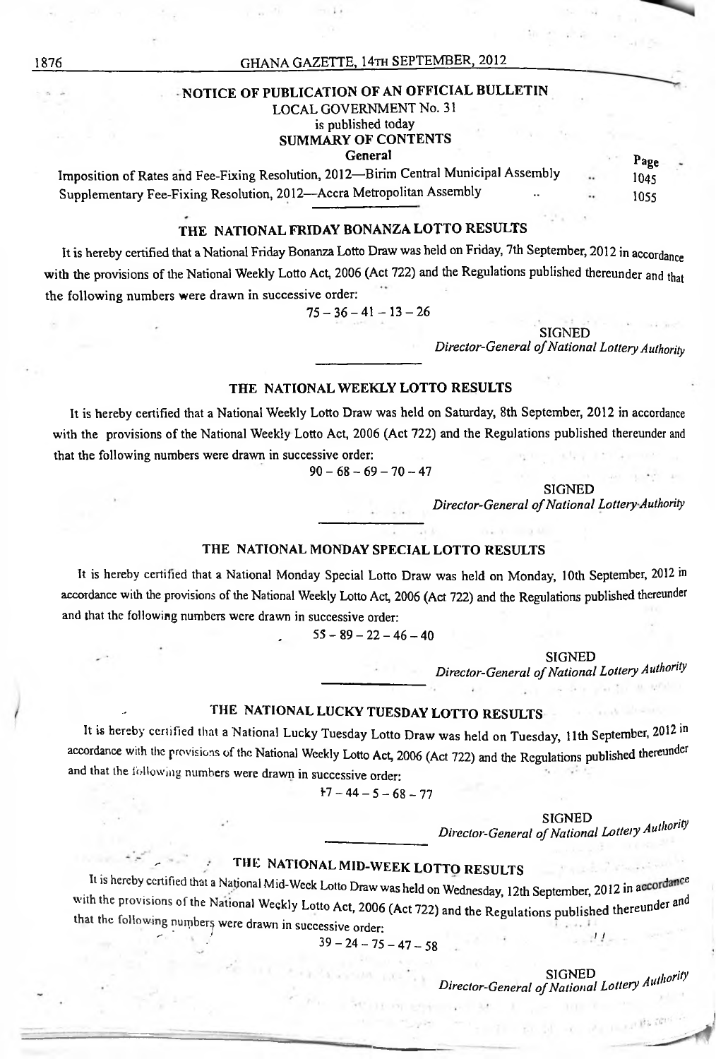## NOTICE OF PUBLICATION OF AN OFFICIAL BULLETIN

LOCAL GOVERNMENT No. 31
is published today

**SUMMARY OF CONTENTS**

**General**

| | Page |
|---|---|
| Imposition of Rates and Fee-Fixing Resolution, 2012—Birim Central Municipal Assembly .. | 1045 |
| Supplementary Fee-Fixing Resolution, 2012—Accra Metropolitan Assembly .. .. | 1055 |

## THE NATIONAL FRIDAY BONANZA LOTTO RESULTS

It is hereby certified that a National Friday Bonanza Lotto Draw was held on Friday, 7th September, 2012 in accordance with the provisions of the National Weekly Lotto Act, 2006 (Act 722) and the Regulations published thereunder and that the following numbers were drawn in successive order:

75 – 36 – 41 – 13 – 26

SIGNED
*Director-General of National Lottery Authority*

## THE NATIONAL WEEKLY LOTTO RESULTS

It is hereby certified that a National Weekly Lotto Draw was held on Saturday, 8th September, 2012 in accordance with the provisions of the National Weekly Lotto Act, 2006 (Act 722) and the Regulations published thereunder and that the following numbers were drawn in successive order:

90 – 68 – 69 – 70 – 47

SIGNED
*Director-General of National Lottery Authority*

## THE NATIONAL MONDAY SPECIAL LOTTO RESULTS

It is hereby certified that a National Monday Special Lotto Draw was held on Monday, 10th September, 2012 in accordance with the provisions of the National Weekly Lotto Act, 2006 (Act 722) and the Regulations published thereunder and that the following numbers were drawn in successive order:

55 – 89 – 22 – 46 – 40

SIGNED
*Director-General of National Lottery Authority*

## THE NATIONAL LUCKY TUESDAY LOTTO RESULTS

It is hereby certified that a National Lucky Tuesday Lotto Draw was held on Tuesday, 11th September, 2012 in accordance with the provisions of the National Weekly Lotto Act, 2006 (Act 722) and the Regulations published thereunder and that the following numbers were drawn in successive order:

17 – 44 – 5 – 68 – 77

SIGNED
*Director-General of National Lottery Authority*

## THE NATIONAL MID-WEEK LOTTO RESULTS

It is hereby certified that a National Mid-Week Lotto Draw was held on Wednesday, 12th September, 2012 in accordance with the provisions of the National Weekly Lotto Act, 2006 (Act 722) and the Regulations published thereunder and that the following numbers were drawn in successive order:

39 – 24 – 75 – 47 – 58

SIGNED
*Director-General of National Lottery Authority*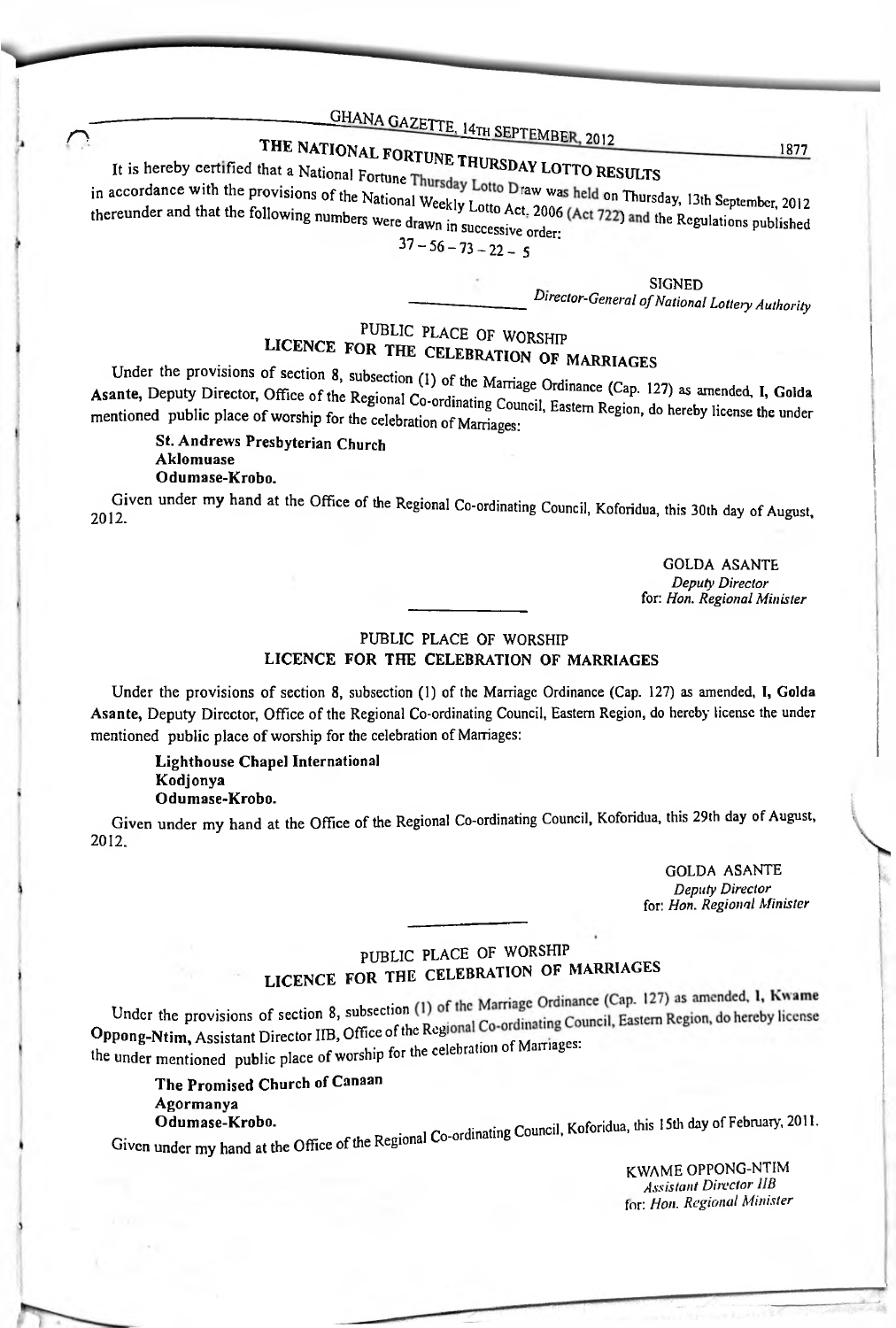## THE NATIONAL FORTUNE THURSDAY LOTTO RESULTS

It is hereby certified that a National Fortune Thursday Lotto Draw was held on Thursday, 13th September, 2012 in accordance with the provisions of the National Weekly Lotto Act, 2006 (Act 722) and the Regulations published thereunder and that the following numbers were drawn in successive order:

37 – 56 – 73 – 22 – 5

SIGNED
*Director-General of National Lottery Authority*

## PUBLIC PLACE OF WORSHIP
## LICENCE FOR THE CELEBRATION OF MARRIAGES

Under the provisions of section 8, subsection (1) of the Marriage Ordinance (Cap. 127) as amended, **I, Golda Asante,** Deputy Director, Office of the Regional Co-ordinating Council, Eastern Region, do hereby license the under mentioned public place of worship for the celebration of Marriages:

**St. Andrews Presbyterian Church**
**Aklomuase**
**Odumase-Krobo.**

Given under my hand at the Office of the Regional Co-ordinating Council, Koforidua, this 30th day of August, 2012.

GOLDA ASANTE
*Deputy Director*
for: *Hon. Regional Minister*

## PUBLIC PLACE OF WORSHIP
## LICENCE FOR THE CELEBRATION OF MARRIAGES

Under the provisions of section 8, subsection (1) of the Marriage Ordinance (Cap. 127) as amended, **I, Golda Asante,** Deputy Director, Office of the Regional Co-ordinating Council, Eastern Region, do hereby license the under mentioned public place of worship for the celebration of Marriages:

**Lighthouse Chapel International**
**Kodjonya**
**Odumase-Krobo.**

Given under my hand at the Office of the Regional Co-ordinating Council, Koforidua, this 29th day of August, 2012.

GOLDA ASANTE
*Deputy Director*
for: *Hon. Regional Minister*

## PUBLIC PLACE OF WORSHIP
## LICENCE FOR THE CELEBRATION OF MARRIAGES

Under the provisions of section 8, subsection (1) of the Marriage Ordinance (Cap. 127) as amended, **I, Kwame Oppong-Ntim,** Assistant Director IIB, Office of the Regional Co-ordinating Council, Eastern Region, do hereby license the under mentioned public place of worship for the celebration of Marriages:

**The Promised Church of Canaan**
**Agormanya**
**Odumase-Krobo.**

Given under my hand at the Office of the Regional Co-ordinating Council, Koforidua, this 15th day of February, 2011.

KWAME OPPONG-NTIM
*Assistant Director IIB*
for: *Hon. Regional Minister*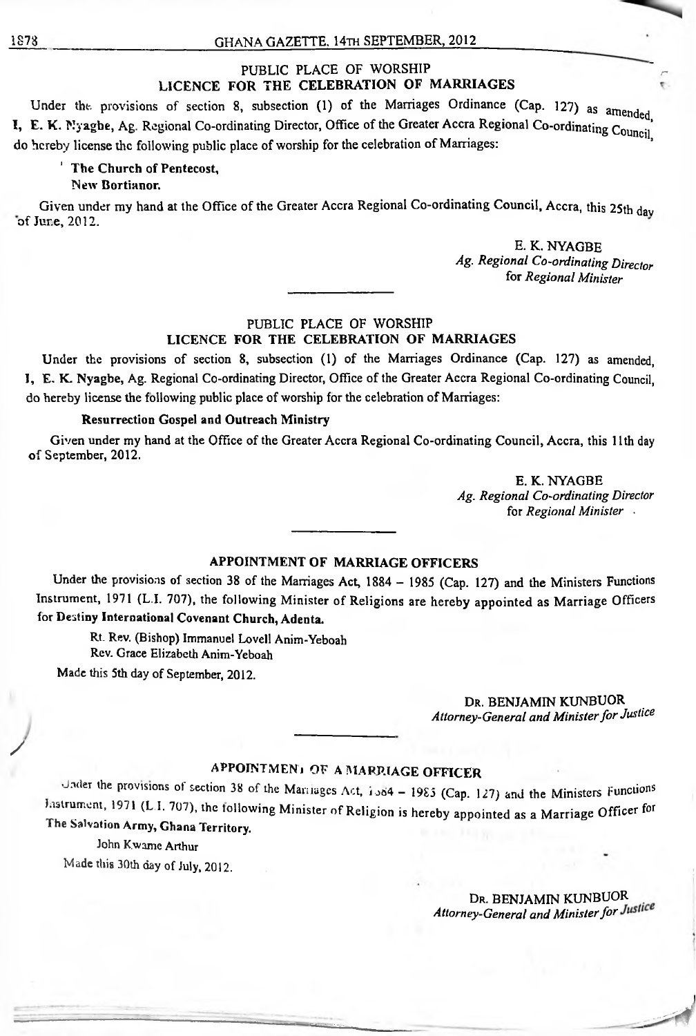## PUBLIC PLACE OF WORSHIP
## LICENCE FOR THE CELEBRATION OF MARRIAGES

Under the provisions of section 8, subsection (1) of the Marriages Ordinance (Cap. 127) as amended, **I, E. K. Nyagbe**, Ag. Regional Co-ordinating Director, Office of the Greater Accra Regional Co-ordinating Council, do hereby license the following public place of worship for the celebration of Marriages:

**The Church of Pentecost,**
**New Bortianor.**

Given under my hand at the Office of the Greater Accra Regional Co-ordinating Council, Accra, this 25th day of June, 2012.

E. K. NYAGBE
*Ag. Regional Co-ordinating Director*
for *Regional Minister*

---

## PUBLIC PLACE OF WORSHIP
## LICENCE FOR THE CELEBRATION OF MARRIAGES

Under the provisions of section 8, subsection (1) of the Marriages Ordinance (Cap. 127) as amended, **I, E. K. Nyagbe**, Ag. Regional Co-ordinating Director, Office of the Greater Accra Regional Co-ordinating Council, do hereby license the following public place of worship for the celebration of Marriages:

**Resurrection Gospel and Outreach Ministry**

Given under my hand at the Office of the Greater Accra Regional Co-ordinating Council, Accra, this 11th day of September, 2012.

E. K. NYAGBE
*Ag. Regional Co-ordinating Director*
for *Regional Minister*

---

## APPOINTMENT OF MARRIAGE OFFICERS

Under the provisions of section 38 of the Marriages Act, 1884 – 1985 (Cap. 127) and the Ministers Functions Instrument, 1971 (L.I. 707), the following Minister of Religions are hereby appointed as Marriage Officers for **Destiny International Covenant Church, Adenta.**

Rt. Rev. (Bishop) Immanuel Lovell Anim-Yeboah
Rev. Grace Elizabeth Anim-Yeboah

Made this 5th day of September, 2012.

DR. BENJAMIN KUNBUOR
*Attorney-General and Minister for Justice*

---

## APPOINTMENT OF A MARRIAGE OFFICER

Under the provisions of section 38 of the Marriages Act, 1884 – 1985 (Cap. 127) and the Ministers Functions Instrument, 1971 (L.I. 707), the following Minister of Religion is hereby appointed as a Marriage Officer for **The Salvation Army, Ghana Territory.**

John Kwame Arthur

Made this 30th day of July, 2012.

DR. BENJAMIN KUNBUOR
*Attorney-General and Minister for Justice*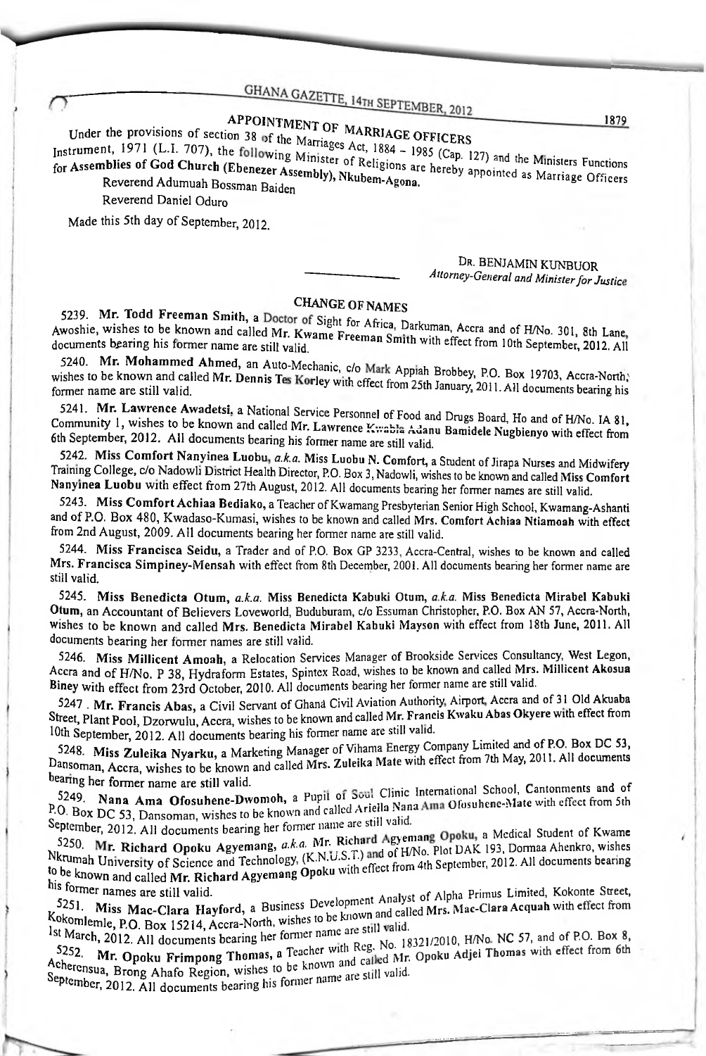## APPOINTMENT OF MARRIAGE OFFICERS

Under the provisions of section 38 of the Marriages Act, 1884 – 1985 (Cap. 127) and the Ministers Functions Instrument, 1971 (L.I. 707), the following Minister of Religions are hereby appointed as Marriage Officers for **Assemblies of God Church (Ebenezer Assembly), Nkubem-Agona.**

Reverend Adumuah Bossman Baiden

Reverend Daniel Oduro

Made this 5th day of September, 2012.

DR. BENJAMIN KUNBUOR
*Attorney-General and Minister for Justice*

## CHANGE OF NAMES

5239. **Mr. Todd Freeman Smith,** a Doctor of Sight for Africa, Darkuman, Accra and of H/No. 301, 8th Lane, Awoshie, wishes to be known and called Mr. Kwame Freeman Smith with effect from 10th September, 2012. All documents bearing his former name are still valid.

5240. **Mr. Mohammed Ahmed,** an Auto-Mechanic, c/o Mark Appiah Brobbey, P.O. Box 19703, Accra-North, wishes to be known and called **Mr. Dennis Tes Korley** with effect from 25th January, 2011. All documents bearing his former name are still valid.

5241. **Mr. Lawrence Awadetsi,** a National Service Personnel of Food and Drugs Board, Ho and of H/No. IA 81, Community 1, wishes to be known and called **Mr. Lawrence Kwabla Adanu Bamidele Nugbienyo** with effect from 6th September, 2012. All documents bearing his former name are still valid.

5242. **Miss Comfort Nanyinea Luobu,** *a.k.a.* Miss Luobu N. Comfort, a Student of Jirapa Nurses and Midwifery Training College, c/o Nadowli District Health Director, P.O. Box 3, Nadowli, wishes to be known and called **Miss Comfort Nanyinea Luobu** with effect from 27th August, 2012. All documents bearing her former names are still valid.

5243. **Miss Comfort Achiaa Bediako,** a Teacher of Kwamang Presbyterian Senior High School, Kwamang-Ashanti and of P.O. Box 480, Kwadaso-Kumasi, wishes to be known and called **Mrs. Comfort Achiaa Ntiamoah** with effect from 2nd August, 2009. All documents bearing her former name are still valid.

5244. **Miss Francisca Seidu,** a Trader and of P.O. Box GP 3233, Accra-Central, wishes to be known and called **Mrs. Francisca Simpiney-Mensah** with effect from 8th December, 2001. All documents bearing her former name are still valid.

5245. **Miss Benedicta Otum,** *a.k.a.* **Miss Benedicta Kabuki Otum,** *a.k.a.* **Miss Benedicta Mirabel Kabuki Otum,** an Accountant of Believers Loveworld, Buduburam, c/o Essuman Christopher, P.O. Box AN 57, Accra-North, wishes to be known and called **Mrs. Benedicta Mirabel Kabuki Mayson** with effect from 18th June, 2011. All documents bearing her former names are still valid.

5246. **Miss Millicent Amoah,** a Relocation Services Manager of Brookside Services Consultancy, West Legon, Accra and of H/No. P 38, Hydraform Estates, Spintex Road, wishes to be known and called **Mrs. Millicent Akosua Biney** with effect from 23rd October, 2010. All documents bearing her former name are still valid.

5247 . **Mr. Francis Abas,** a Civil Servant of Ghana Civil Aviation Authority, Airport, Accra and of 31 Old Akuaba Street, Plant Pool, Dzorwulu, Accra, wishes to be known and called **Mr. Francis Kwaku Abas Okyere** with effect from 10th September, 2012. All documents bearing his former name are still valid.

5248. **Miss Zuleika Nyarku,** a Marketing Manager of Vihama Energy Company Limited and of P.O. Box DC 53, Dansoman, Accra, wishes to be known and called **Mrs. Zuleika Mate** with effect from 7th May, 2011. All documents bearing her former name are still valid.

5249. **Nana Ama Ofosuhene-Dwomoh,** a Pupil of Soul Clinic International School, Cantonments and of P.O. Box DC 53, Dansoman, wishes to be known and called **Ariella Nana Ama Ofosuhene-Mate** with effect from 5th September, 2012. All documents bearing her former name are still valid.

5250. **Mr. Richard Opoku Agyemang,** *a.k.a.* **Mr. Richard Agyemang Opoku,** a Medical Student of Kwame Nkrumah University of Science and Technology, (K.N.U.S.T.) and of H/No. Plot DAK 193, Dormaa Ahenkro, wishes to be known and called **Mr. Richard Agyemang Opoku** with effect from 4th September, 2012. All documents bearing his former names are still valid.

5251. **Miss Mac-Clara Hayford,** a Business Development Analyst of Alpha Primus Limited, Kokonte Street, Kokomlemle, P.O. Box 15214, Accra-North, wishes to be known and called **Mrs. Mac-Clara Acquah** with effect from 1st March, 2012. All documents bearing her former name are still valid.

5252. **Mr. Opoku Frimpong Thomas,** a Teacher with Reg. No. 18321/2010, H/No. NC 57, and of P.O. Box 8, Acherensua, Brong Ahafo Region, wishes to be known and called **Mr. Opoku Adjei Thomas** with effect from 6th September, 2012. All documents bearing his former name are still valid.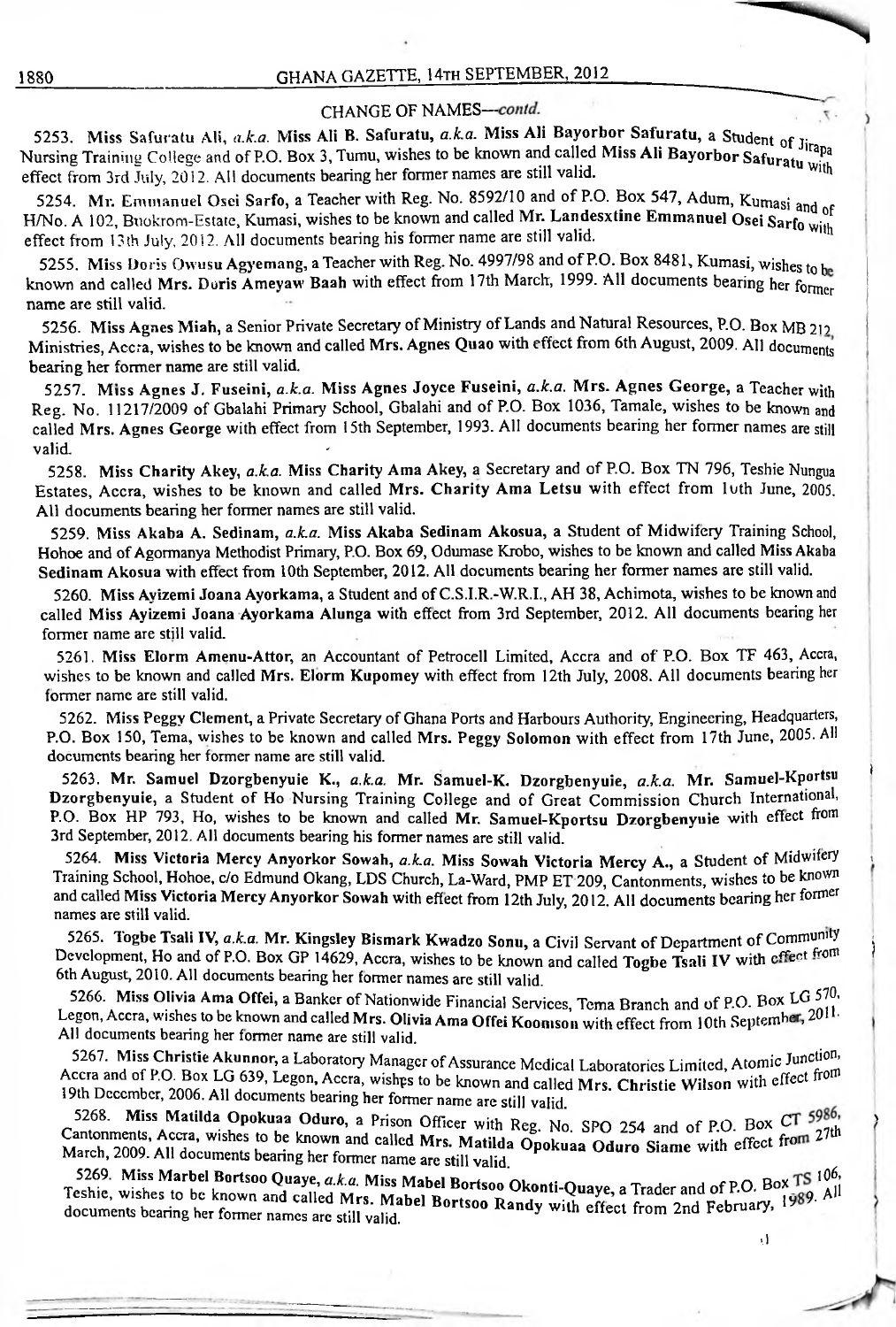## CHANGE OF NAMES—*contd.*

5253. Miss Safuratu Ali, *a.k.a.* Miss Ali B. Safuratu, *a.k.a.* **Miss Ali Bayorbor Safuratu**, a Student of Jirapa Nursing Training College and of P.O. Box 3, Tumu, wishes to be known and called **Miss Ali Bayorbor Safuratu** with effect from 3rd July, 2012. All documents bearing her former names are still valid.

5254. Mr. Emmanuel Osei Sarfo, a Teacher with Reg. No. 8592/10 and of P.O. Box 547, Adum, Kumasi and of H/No. A 102, Buokrom-Estate, Kumasi, wishes to be known and called **Mr. Landesxtine Emmanuel Osei Sarfo** with effect from 13th July, 2012. All documents bearing his former name are still valid.

5255. Miss Doris Owusu Agyemang, a Teacher with Reg. No. 4997/98 and of P.O. Box 8481, Kumasi, wishes to be known and called **Mrs. Doris Ameyaw Baah** with effect from 17th March, 1999. All documents bearing her former name are still valid.

5256. **Miss Agnes Miah**, a Senior Private Secretary of Ministry of Lands and Natural Resources, P.O. Box MB 212, Ministries, Accra, wishes to be known and called **Mrs. Agnes Quao** with effect from 6th August, 2009. All documents bearing her former name are still valid.

5257. **Miss Agnes J. Fuseini**, *a.k.a.* **Miss Agnes Joyce Fuseini**, *a.k.a.* **Mrs. Agnes George**, a Teacher with Reg. No. 11217/2009 of Gbalahi Primary School, Gbalahi and of P.O. Box 1036, Tamale, wishes to be known and called **Mrs. Agnes George** with effect from 15th September, 1993. All documents bearing her former names are still valid.

5258. **Miss Charity Akey**, *a.k.a.* **Miss Charity Ama Akey**, a Secretary and of P.O. Box TN 796, Teshie Nungua Estates, Accra, wishes to be known and called **Mrs. Charity Ama Letsu** with effect from 10th June, 2005. All documents bearing her former names are still valid.

5259. **Miss Akaba A. Sedinam**, *a.k.a.* **Miss Akaba Sedinam Akosua**, a Student of Midwifery Training School, Hohoe and of Agormanya Methodist Primary, P.O. Box 69, Odumase Krobo, wishes to be known and called **Miss Akaba Sedinam Akosua** with effect from 10th September, 2012. All documents bearing her former names are still valid.

5260. **Miss Ayizemi Joana Ayorkama**, a Student and of C.S.I.R.-W.R.I., AH 38, Achimota, wishes to be known and called **Miss Ayizemi Joana Ayorkama Alunga** with effect from 3rd September, 2012. All documents bearing her former name are still valid.

5261. **Miss Elorm Amenu-Attor**, an Accountant of Petrocell Limited, Accra and of P.O. Box TF 463, Accra, wishes to be known and called **Mrs. Elorm Kupomey** with effect from 12th July, 2008. All documents bearing her former name are still valid.

5262. Miss Peggy Clement, a Private Secretary of Ghana Ports and Harbours Authority, Engineering, Headquarters, P.O. Box 150, Tema, wishes to be known and called **Mrs. Peggy Solomon** with effect from 17th June, 2005. All documents bearing her former name are still valid.

5263. **Mr. Samuel Dzorgbenyuie K.**, *a.k.a.* **Mr. Samuel-K. Dzorgbenyuie**, *a.k.a.* **Mr. Samuel-Kportsu Dzorgbenyuie**, a Student of Ho Nursing Training College and of Great Commission Church International, P.O. Box HP 793, Ho, wishes to be known and called **Mr. Samuel-Kportsu Dzorgbenyuie** with effect from 3rd September, 2012. All documents bearing his former names are still valid.

5264. **Miss Victoria Mercy Anyorkor Sowah**, *a.k.a.* **Miss Sowah Victoria Mercy A.**, a Student of Midwifery Training School, Hohoe, c/o Edmund Okang, LDS Church, La-Ward, PMP ET 209, Cantonments, wishes to be known and called **Miss Victoria Mercy Anyorkor Sowah** with effect from 12th July, 2012. All documents bearing her former names are still valid.

5265. **Togbe Tsali IV**, *a.k.a.* **Mr. Kingsley Bismark Kwadzo Sonu**, a Civil Servant of Department of Community Development, Ho and of P.O. Box GP 14629, Accra, wishes to be known and called **Togbe Tsali IV** with effect from 6th August, 2010. All documents bearing her former names are still valid.

5266. **Miss Olivia Ama Offei**, a Banker of Nationwide Financial Services, Tema Branch and of P.O. Box LG 570, Legon, Accra, wishes to be known and called **Mrs. Olivia Ama Offei Koomson** with effect from 10th September, 2011. All documents bearing her former name are still valid.

5267. **Miss Christie Akunnor**, a Laboratory Manager of Assurance Medical Laboratories Limited, Atomic Junction, Accra and of P.O. Box LG 639, Legon, Accra, wishes to be known and called **Mrs. Christie Wilson** with effect from 19th December, 2006. All documents bearing her former name are still valid.

5268. **Miss Matilda Opokuaa Oduro**, a Prison Officer with Reg. No. SPO 254 and of P.O. Box CT 5986, Cantonments, Accra, wishes to be known and called **Mrs. Matilda Opokuaa Oduro Siame** with effect from 27th March, 2009. All documents bearing her former name are still valid.

5269. **Miss Marbel Bortsoo Quaye**, *a.k.a.* **Miss Mabel Bortsoo Okonti-Quaye**, a Trader and of P.O. Box TS 106, Teshie, wishes to be known and called **Mrs. Mabel Bortsoo Randy** with effect from 2nd February, 1989. All documents bearing her former names are still valid.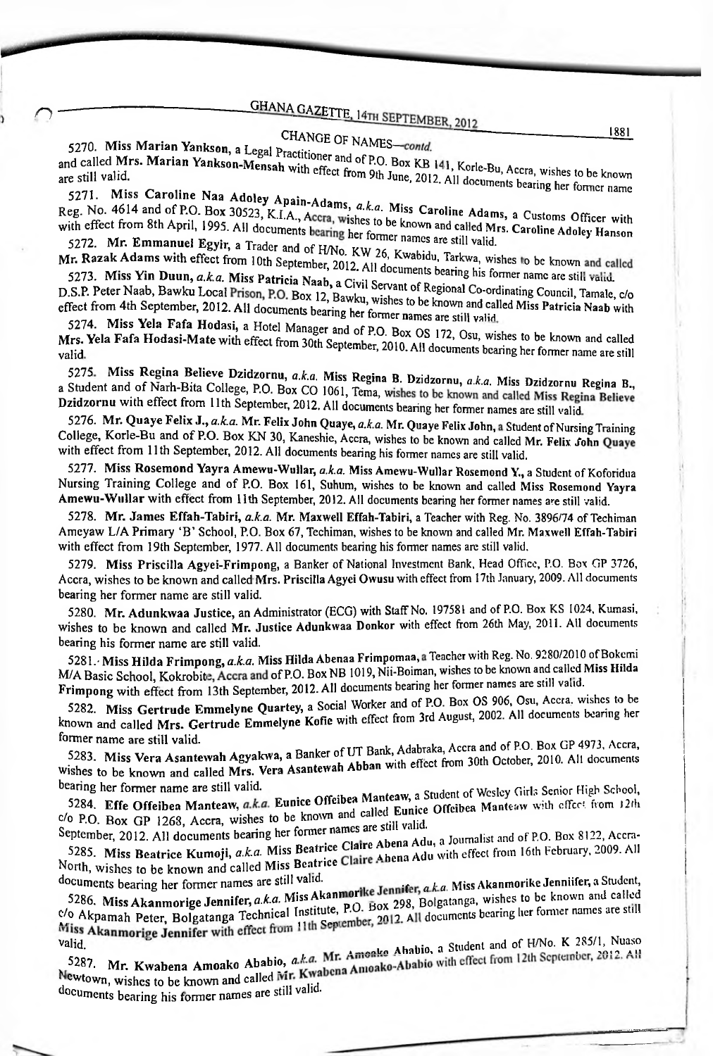## CHANGE OF NAMES—*contd.*

5270. **Miss Marian Yankson,** a Legal Practitioner and of P.O. Box KB 141, Korle-Bu, Accra, wishes to be known and called **Mrs. Marian Yankson-Mensah** with effect from 9th June, 2012. All documents bearing her former name are still valid.

5271. **Miss Caroline Naa Adoley Apain-Adams,** *a.k.a.* **Miss Caroline Adams,** a Customs Officer with Reg. No. 4614 and of P.O. Box 30523, K.I.A., Accra, wishes to be known and called **Mrs. Caroline Adoley Hanson** with effect from 8th April, 1995. All documents bearing her former names are still valid.

5272. **Mr. Emmanuel Egyir,** a Trader and of H/No. KW 26, Kwabidu, Tarkwa, wishes to be known and called **Mr. Razak Adams** with effect from 10th September, 2012. All documents bearing his former name are still valid.

5273. **Miss Yin Duun,** *a.k.a.* **Miss Patricia Naab,** a Civil Servant of Regional Co-ordinating Council, Tamale, c/o D.S.P. Peter Naab, Bawku Local Prison, P.O. Box 12, Bawku, wishes to be known and called **Miss Patricia Naab** with effect from 4th September, 2012. All documents bearing her former names are still valid.

5274. **Miss Yela Fafa Hodasi,** a Hotel Manager and of P.O. Box OS 172, Osu, wishes to be known and called **Mrs. Yela Fafa Hodasi-Mate** with effect from 30th September, 2010. All documents bearing her former name are still valid.

5275. **Miss Regina Believe Dzidzornu,** *a.k.a.* **Miss Regina B. Dzidzornu,** *a.k.a.* **Miss Dzidzornu Regina B.,** a Student and of Narh-Bita College, P.O. Box CO 1061, Tema, wishes to be known and called **Miss Regina Believe Dzidzornu** with effect from 11th September, 2012. All documents bearing her former names are still valid.

5276. **Mr. Quaye Felix J.,** *a.k.a.* **Mr. Felix John Quaye,** *a.k.a.* **Mr. Quaye Felix John,** a Student of Nursing Training College, Korle-Bu and of P.O. Box KN 30, Kaneshie, Accra, wishes to be known and called **Mr. Felix John Quaye** with effect from 11th September, 2012. All documents bearing his former names are still valid.

5277. **Miss Rosemond Yayra Amewu-Wullar,** *a.k.a.* **Miss Amewu-Wullar Rosemond Y.,** a Student of Koforidua Nursing Training College and of P.O. Box 161, Suhum, wishes to be known and called **Miss Rosemond Yayra Amewu-Wullar** with effect from 11th September, 2012. All documents bearing her former names are still valid.

5278. **Mr. James Effah-Tabiri,** *a.k.a.* **Mr. Maxwell Effah-Tabiri,** a Teacher with Reg. No. 3896/74 of Techiman Ameyaw L/A Primary 'B' School, P.O. Box 67, Techiman, wishes to be known and called **Mr. Maxwell Effah-Tabiri** with effect from 19th September, 1977. All documents bearing his former names are still valid.

5279. **Miss Priscilla Agyei-Frimpong,** a Banker of National Investment Bank, Head Office, P.O. Box GP 3726, Accra, wishes to be known and called **Mrs. Priscilla Agyei Owusu** with effect from 17th January, 2009. All documents bearing her former name are still valid.

5280. **Mr. Adunkwaa Justice,** an Administrator (ECG) with Staff No. 197581 and of P.O. Box KS 1024, Kumasi, wishes to be known and called **Mr. Justice Adunkwaa Donkor** with effect from 26th May, 2011. All documents bearing his former name are still valid.

5281. **Miss Hilda Frimpong,** *a.k.a.* **Miss Hilda Abenaa Frimpomaa,** a Teacher with Reg. No. 9280/2010 of Bokemi M/A Basic School, Kokrobite, Accra and of P.O. Box NB 1019, Nii-Boiman, wishes to be known and called **Miss Hilda Frimpong** with effect from 13th September, 2012. All documents bearing her former names are still valid.

5282. **Miss Gertrude Emmelyne Quartey,** a Social Worker and of P.O. Box OS 906, Osu, Accra, wishes to be known and called **Mrs. Gertrude Emmelyne Kofie** with effect from 3rd August, 2002. All documents bearing her former name are still valid.

5283. **Miss Vera Asantewah Agyakwa,** a Banker of UT Bank, Adabraka, Accra and of P.O. Box GP 4973, Accra, wishes to be known and called **Mrs. Vera Asantewah Abban** with effect from 30th October, 2010. All documents bearing her former name are still valid.

5284. **Effe Offeibea Manteaw,** *a.k.a.* **Eunice Offeibea Manteaw,** a Student of Wesley Girls Senior High School, c/o P.O. Box GP 1268, Accra, wishes to be known and called **Eunice Offeibea Manteaw** with effect from 12th September, 2012. All documents bearing her former names are still valid.

5285. **Miss Beatrice Kumoji,** *a.k.a.* **Miss Beatrice Claire Abena Adu,** a Journalist and of P.O. Box 8122, Accra-North, wishes to be known and called **Miss Beatrice Claire Abena Adu** with effect from 16th February, 2009. All documents bearing her former names are still valid.

5286. **Miss Akanmorige Jennifer,** *a.k.a.* **Miss Akanmorike Jennifer,** *a.k.a.* **Miss Akanmorike Jenniifer,** a Student, c/o Akpamah Peter, Bolgatanga Technical Institute, P.O. Box 298, Bolgatanga, wishes to be known and called **Miss Akanmorige Jennifer** with effect from 11th September, 2012. All documents bearing her former names are still valid.

5287. **Mr. Kwabena Amoako Ababio,** *a.k.a.* **Mr. Amoako Ababio,** a Student and of H/No. K 285/1, Nuaso Newtown, wishes to be known and called **Mr. Kwabena Amoako-Ababio** with effect from 12th September, 2012. All documents bearing his former names are still valid.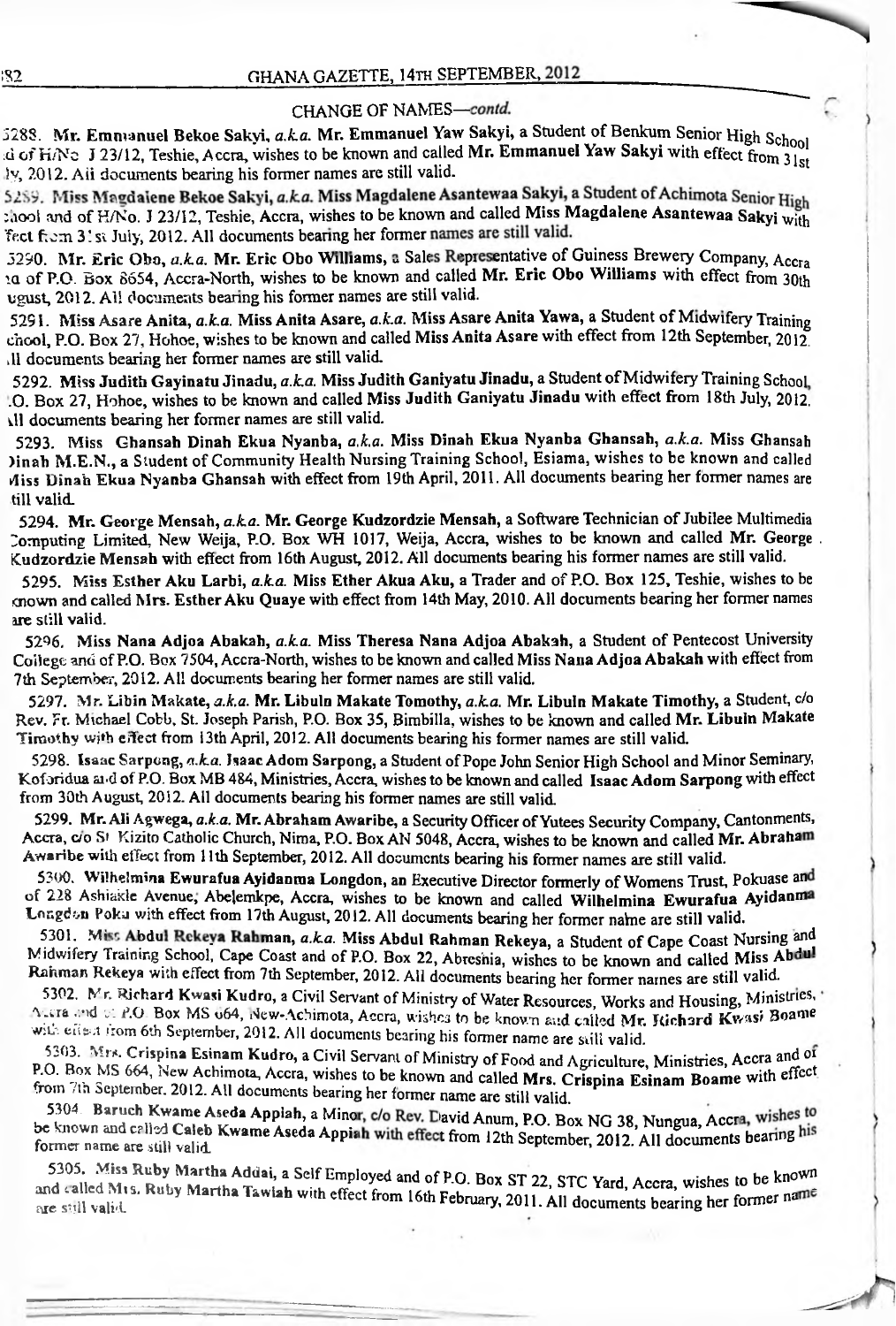## CHANGE OF NAMES—*contd.*

5288. **Mr. Emmanuel Bekoe Sakyi,** *a.k.a.* **Mr. Emmanuel Yaw Sakyi,** a Student of Benkum Senior High School and of H/No. J 23/12, Teshie, Accra, wishes to be known and called **Mr. Emmanuel Yaw Sakyi** with effect from 31st July, 2012. All documents bearing his former names are still valid.

5289. **Miss Magdalene Bekoe Sakyi,** *a.k.a.* **Miss Magdalene Asantewaa Sakyi,** a Student of Achimota Senior High School and of H/No. J 23/12, Teshie, Accra, wishes to be known and called **Miss Magdalene Asantewaa Sakyi** with effect from 31st July, 2012. All documents bearing her former names are still valid.

5290. **Mr. Eric Obo,** *a.k.a.* **Mr. Eric Obo Williams,** a Sales Representative of Guiness Brewery Company, Accra and of P.O. Box 8654, Accra-North, wishes to be known and called **Mr. Eric Obo Williams** with effect from 30th August, 2012. All documents bearing his former names are still valid.

5291. **Miss Asare Anita,** *a.k.a.* **Miss Anita Asare,** *a.k.a.* **Miss Asare Anita Yawa,** a Student of Midwifery Training School, P.O. Box 27, Hohoe, wishes to be known and called **Miss Anita Asare** with effect from 12th September, 2012. All documents bearing her former names are still valid.

5292. **Miss Judith Gayinatu Jinadu,** *a.k.a.* **Miss Judith Ganiyatu Jinadu,** a Student of Midwifery Training School, P.O. Box 27, Hohoe, wishes to be known and called **Miss Judith Ganiyatu Jinadu** with effect from 18th July, 2012. All documents bearing her former names are still valid.

5293. **Miss Ghansah Dinah Ekua Nyanba,** *a.k.a.* **Miss Dinah Ekua Nyanba Ghansah,** *a.k.a.* **Miss Ghansah Dinah M.E.N.,** a Student of Community Health Nursing Training School, Esiama, wishes to be known and called **Miss Dinah Ekua Nyanba Ghansah** with effect from 19th April, 2011. All documents bearing her former names are still valid.

5294. **Mr. George Mensah,** *a.k.a.* **Mr. George Kudzordzie Mensah,** a Software Technician of Jubilee Multimedia Computing Limited, New Weija, P.O. Box WH 1017, Weija, Accra, wishes to be known and called **Mr. George Kudzordzie Mensah** with effect from 16th August, 2012. All documents bearing his former names are still valid.

5295. **Miss Esther Aku Larbi,** *a.k.a.* **Miss Ether Akua Aku,** a Trader and of P.O. Box 125, Teshie, wishes to be known and called **Mrs. Esther Aku Quaye** with effect from 14th May, 2010. All documents bearing her former names are still valid.

5296. **Miss Nana Adjoa Abakah,** *a.k.a.* **Miss Theresa Nana Adjoa Abakah,** a Student of Pentecost University College and of P.O. Box 7504, Accra-North, wishes to be known and called **Miss Nana Adjoa Abakah** with effect from 7th September, 2012. All documents bearing her former names are still valid.

5297. **Mr. Libin Makate,** *a.k.a.* **Mr. Libuln Makate Tomothy,** *a.k.a.* **Mr. Libuln Makate Timothy,** a Student, c/o Rev. Fr. Michael Cobb, St. Joseph Parish, P.O. Box 35, Bimbilla, wishes to be known and called **Mr. Libuln Makate Timothy** with effect from 13th April, 2012. All documents bearing his former names are still valid.

5298. **Isaac Sarpong,** *a.k.a.* **Isaac Adom Sarpong,** a Student of Pope John Senior High School and Minor Seminary, Koforidua and of P.O. Box MB 484, Ministries, Accra, wishes to be known and called **Isaac Adom Sarpong** with effect from 30th August, 2012. All documents bearing his former names are still valid.

5299. **Mr. Ali Agwega,** *a.k.a.* **Mr. Abraham Awaribe,** a Security Officer of Yutees Security Company, Cantonments, Accra, c/o St Kizito Catholic Church, Nima, P.O. Box AN 5048, Accra, wishes to be known and called **Mr. Abraham Awaribe** with effect from 11th September, 2012. All documents bearing his former names are still valid.

5300. **Wilhelmina Ewurafua Ayidanma Longdon,** an Executive Director formerly of Womens Trust, Pokuase and of 228 Ashiakle Avenue, Abelemkpe, Accra, wishes to be known and called **Wilhelmina Ewurafua Ayidanma Longdon Poku** with effect from 17th August, 2012. All documents bearing her former name are still valid.

5301. **Miss Abdul Rekeya Rahman,** *a.k.a.* **Miss Abdul Rahman Rekeya,** a Student of Cape Coast Nursing and Midwifery Training School, Cape Coast and of P.O. Box 22, Abreshia, wishes to be known and called **Miss Abdul Rahman Rekeya** with effect from 7th September, 2012. All documents bearing her former names are still valid.

5302. **Mr. Richard Kwasi Kudro,** a Civil Servant of Ministry of Water Resources, Works and Housing, Ministries, Accra and of P.O. Box MS 664, New-Achimota, Accra, wishes to be known and called **Mr. Richard Kwasi Boame** with effect from 6th September, 2012. All documents bearing his former name are still valid.

5303. **Mrs. Crispina Esinam Kudro,** a Civil Servant of Ministry of Food and Agriculture, Ministries, Accra and of P.O. Box MS 664, New Achimota, Accra, wishes to be known and called **Mrs. Crispina Esinam Boame** with effect from 7th September, 2012. All documents bearing her former name are still valid.

5304. **Baruch Kwame Aseda Applah,** a Minor, c/o Rev. David Anum, P.O. Box NG 38, Nungua, Accra, wishes to be known and called **Caleb Kwame Aseda Appiah** with effect from 12th September, 2012. All documents bearing his former name are still valid.

5305. **Miss Ruby Martha Addai,** a Self Employed and of P.O. Box ST 22, STC Yard, Accra, wishes to be known and called **Mrs. Ruby Martha Tawiah** with effect from 16th February, 2011. All documents bearing her former name are still valid.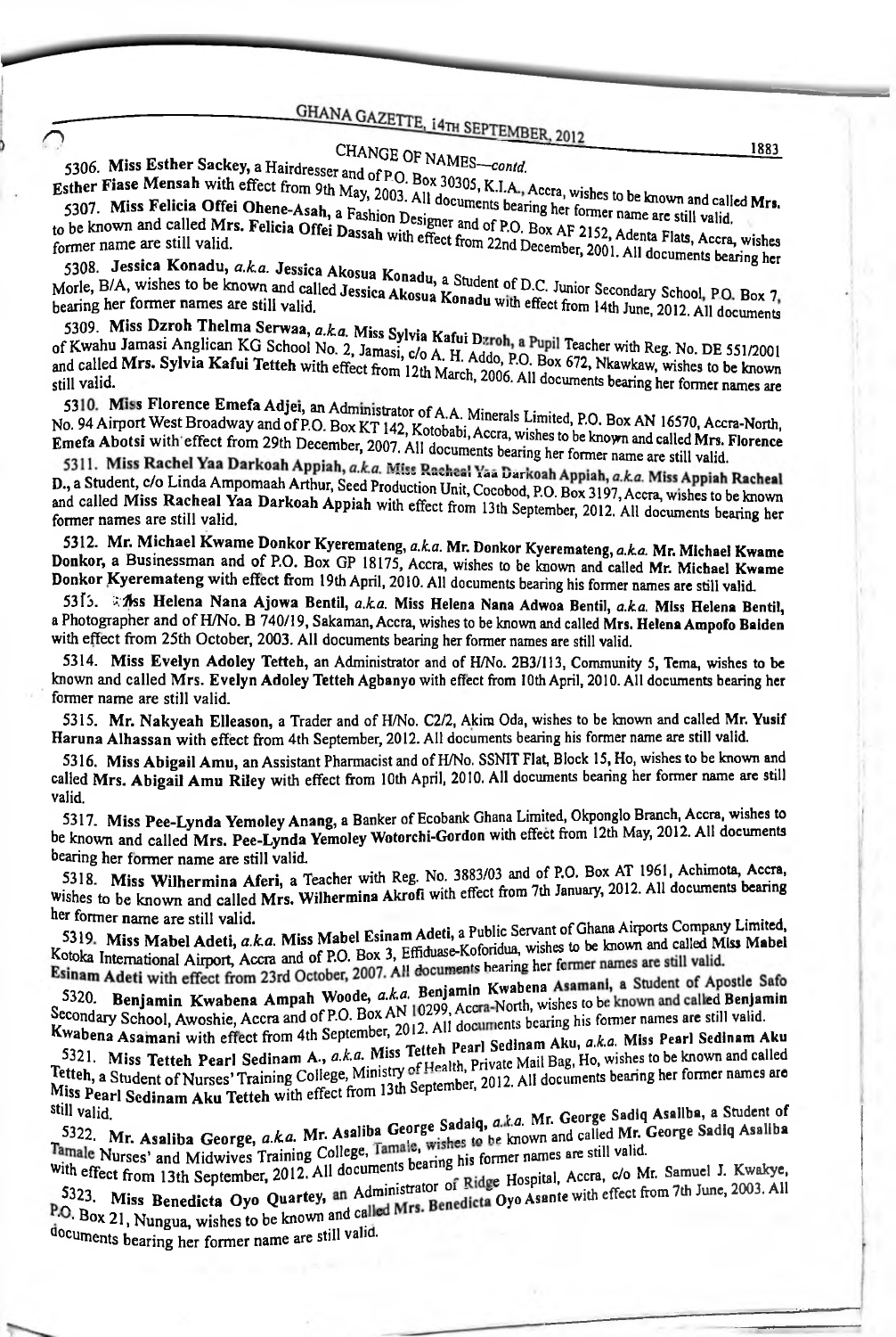CHANGE OF NAMES—*contd.*

5306. **Miss Esther Sackey,** a Hairdresser and of P.O. Box 30305, K.I.A., Accra, wishes to be known and called **Mrs. Esther Fiase Mensah** with effect from 9th May, 2003. All documents bearing her former name are still valid.

5307. **Miss Felicia Offei Ohene-Asah,** a Fashion Designer and of P.O. Box AF 2152, Adenta Flats, Accra, wishes to be known and called **Mrs. Felicia Offei Dassah** with effect from 22nd December, 2001. All documents bearing her former name are still valid.

5308. **Jessica Konadu,** *a.k.a.* **Jessica Akosua Konadu,** a Student of D.C. Junior Secondary School, P.O. Box 7, Morle, B/A, wishes to be known and called **Jessica Akosua Konadu** with effect from 14th June, 2012. All documents bearing her former names are still valid.

5309. **Miss Dzroh Thelma Serwaa,** *a.k.a.* **Miss Sylvia Kafui Dzroh,** a Pupil Teacher with Reg. No. DE 551/2001 of Kwahu Jamasi Anglican KG School No. 2, Jamasi, c/o A. H. Addo, P.O. Box 672, Nkawkaw, wishes to be known and called **Mrs. Sylvia Kafui Tetteh** with effect from 12th March, 2006. All documents bearing her former names are still valid.

5310. **Miss Florence Emefa Adjei,** an Administrator of A.A. Minerals Limited, P.O. Box AN 16570, Accra-North, No. 94 Airport West Broadway and of P.O. Box KT 142, Kotobabi, Accra, wishes to be known and called **Mrs. Florence Emefa Abotsi** with effect from 29th December, 2007. All documents bearing her former name are still valid.

5311. **Miss Rachel Yaa Darkoah Appiah,** *a.k.a.* **Miss Racheal Yaa Darkoah Appiah,** *a.k.a.* **Miss Appiah Racheal D.,** a Student, c/o Linda Ampomaah Arthur, Seed Production Unit, Cocobod, P.O. Box 3197, Accra, wishes to be known and called **Miss Racheal Yaa Darkoah Appiah** with effect from 13th September, 2012. All documents bearing her former names are still valid.

5312. **Mr. Michael Kwame Donkor Kyeremateng,** *a.k.a.* **Mr. Donkor Kyeremateng,** *a.k.a.* **Mr. Michael Kwame Donkor,** a Businessman and of P.O. Box GP 18175, Accra, wishes to be known and called **Mr. Michael Kwame Donkor Kyeremateng** with effect from 19th April, 2010. All documents bearing his former names are still valid.

5313. **Miss Helena Nana Ajowa Bentil,** *a.k.a.* **Miss Helena Nana Adwoa Bentil,** *a.k.a.* **Miss Helena Bentil,** a Photographer and of H/No. B 740/19, Sakaman, Accra, wishes to be known and called **Mrs. Helena Ampofo Baiden** with effect from 25th October, 2003. All documents bearing her former names are still valid.

5314. **Miss Evelyn Adoley Tetteh,** an Administrator and of H/No. 2B3/113, Community 5, Tema, wishes to be known and called **Mrs. Evelyn Adoley Tetteh Agbanyo** with effect from 10th April, 2010. All documents bearing her former name are still valid.

5315. **Mr. Nakyeah Elleason,** a Trader and of H/No. C2/2, Akim Oda, wishes to be known and called **Mr. Yusif Haruna Alhassan** with effect from 4th September, 2012. All documents bearing his former name are still valid.

5316. **Miss Abigail Amu,** an Assistant Pharmacist and of H/No. SSNIT Flat, Block 15, Ho, wishes to be known and called **Mrs. Abigail Amu Riley** with effect from 10th April, 2010. All documents bearing her former name are still valid.

5317. **Miss Pee-Lynda Yemoley Anang,** a Banker of Ecobank Ghana Limited, Okponglo Branch, Accra, wishes to be known and called **Mrs. Pee-Lynda Yemoley Wotorchi-Gordon** with effect from 12th May, 2012. All documents bearing her former name are still valid.

5318. **Miss Wilhermina Aferi,** a Teacher with Reg. No. 3883/03 and of P.O. Box AT 1961, Achimota, Accra, wishes to be known and called **Mrs. Wilhermina Akrofi** with effect from 7th January, 2012. All documents bearing her former name are still valid.

5319. **Miss Mabel Adeti,** *a.k.a.* **Miss Mabel Esinam Adeti,** a Public Servant of Ghana Airports Company Limited, Kotoka International Airport, Accra and of P.O. Box 3, Effiduase-Koforidua, wishes to be known and called **Miss Mabel Esinam Adeti** with effect from 23rd October, 2007. All documents bearing her former names are still valid.

5320. **Benjamin Kwabena Ampah Woode,** *a.k.a.* **Benjamin Kwabena Asamani,** a Student of Apostle Safo Secondary School, Awoshie, Accra and of P.O. Box AN 10299, Accra-North, wishes to be known and called **Benjamin Kwabena Asamani** with effect from 4th September, 2012. All documents bearing his former names are still valid.

5321. **Miss Tetteh Pearl Sedinam A.,** *a.k.a.* **Miss Tetteh Pearl Sedinam Aku,** *a.k.a.* **Miss Pearl Sedinam Aku Tetteh,** a Student of Nurses' Training College, Ministry of Health, Private Mail Bag, Ho, wishes to be known and called **Miss Pearl Sedinam Aku Tetteh** with effect from 13th September, 2012. All documents bearing her former names are still valid.

5322. **Mr. Asaliba George,** *a.k.a.* **Mr. Asaliba George Sadaiq,** *a.k.a.* **Mr. George Sadiq Asaliba,** a Student of Tamale Nurses' and Midwives Training College, Tamale, wishes to be known and called **Mr. George Sadiq Asaliba** with effect from 13th September, 2012. All documents bearing his former names are still valid.

5323. **Miss Benedicta Oyo Quartey,** an Administrator of Ridge Hospital, Accra, c/o Mr. Samuel J. Kwakye, P.O. Box 21, Nungua, wishes to be known and called **Mrs. Benedicta Oyo Asante** with effect from 7th June, 2003. All documents bearing her former name are still valid.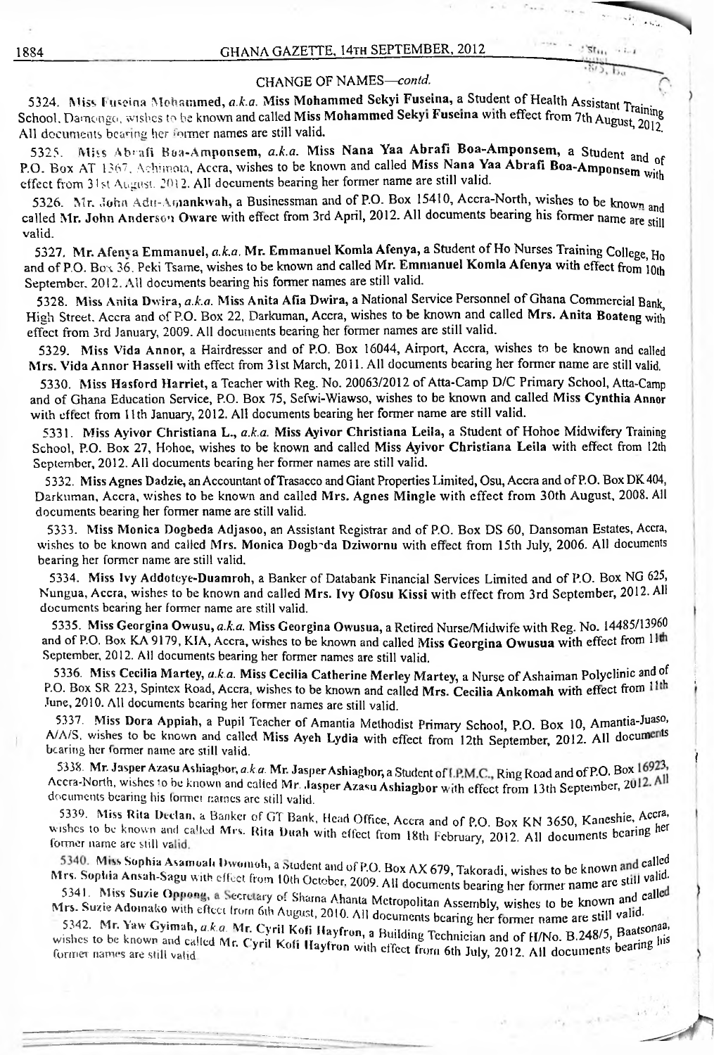## CHANGE OF NAMES—*contd.*

5324. **Miss Fuseina Mohammed,** *a.k.a.* **Miss Mohammed Sekyi Fuseina,** a Student of Health Assistant Training School, Damongo, wishes to be known and called **Miss Mohammed Sekyi Fuseina** with effect from 7th August, 2012. All documents bearing her former names are still valid.

5325. **Miss Abrafi Boa-Amponsem,** *a.k.a.* **Miss Nana Yaa Abrafi Boa-Amponsem,** a Student and of P.O. Box AT 1367, Achimota, Accra, wishes to be known and called **Miss Nana Yaa Abrafi Boa-Amponsem** with effect from 31st August, 2012. All documents bearing her former name are still valid.

5326. **Mr. John Adu-Amankwah,** a Businessman and of P.O. Box 15410, Accra-North, wishes to be known and called **Mr. John Anderson Oware** with effect from 3rd April, 2012. All documents bearing his former name are still valid.

5327. **Mr. Afenya Emmanuel,** *a.k.a.* **Mr. Emmanuel Komla Afenya,** a Student of Ho Nurses Training College, Ho and of P.O. Box 36, Peki Tsame, wishes to be known and called **Mr. Emmanuel Komla Afenya** with effect from 10th September, 2012. All documents bearing his former names are still valid.

5328. **Miss Anita Dwira,** *a.k.a.* **Miss Anita Afia Dwira,** a National Service Personnel of Ghana Commercial Bank, High Street, Accra and of P.O. Box 22, Darkuman, Accra, wishes to be known and called **Mrs. Anita Boateng** with effect from 3rd January, 2009. All documents bearing her former names are still valid.

5329. **Miss Vida Annor,** a Hairdresser and of P.O. Box 16044, Airport, Accra, wishes to be known and called **Mrs. Vida Annor Hassell** with effect from 31st March, 2011. All documents bearing her former name are still valid.

5330. **Miss Hasford Harriet,** a Teacher with Reg. No. 20063/2012 of Atta-Camp D/C Primary School, Atta-Camp and of Ghana Education Service, P.O. Box 75, Sefwi-Wiawso, wishes to be known and called **Miss Cynthia Annor** with effect from 11th January, 2012. All documents bearing her former name are still valid.

5331. **Miss Ayivor Christiana L.,** *a.k.a.* **Miss Ayivor Christiana Leila,** a Student of Hohoe Midwifery Training School, P.O. Box 27, Hohoe, wishes to be known and called **Miss Ayivor Christiana Leila** with effect from 12th September, 2012. All documents bearing her former names are still valid.

5332. **Miss Agnes Dadzie,** an Accountant of Trasacco and Giant Properties Limited, Osu, Accra and of P.O. Box DK 404, Darkuman, Accra, wishes to be known and called **Mrs. Agnes Mingle** with effect from 30th August, 2008. All documents bearing her former name are still valid.

5333. **Miss Monica Dogbeda Adjasoo,** an Assistant Registrar and of P.O. Box DS 60, Dansoman Estates, Accra, wishes to be known and called **Mrs. Monica Dogbeda Dziwornu** with effect from 15th July, 2006. All documents bearing her former name are still valid.

5334. **Miss Ivy Addoteye-Duamroh,** a Banker of Databank Financial Services Limited and of P.O. Box NG 625, Nungua, Accra, wishes to be known and called **Mrs. Ivy Ofosu Kissi** with effect from 3rd September, 2012. All documents bearing her former name are still valid.

5335. **Miss Georgina Owusu,** *a.k.a.* **Miss Georgina Owusua,** a Retired Nurse/Midwife with Reg. No. 14485/13960 and of P.O. Box KA 9179, KIA, Accra, wishes to be known and called **Miss Georgina Owusua** with effect from 11th September, 2012. All documents bearing her former names are still valid.

5336. **Miss Cecilia Martey,** *a.k.a.* **Miss Cecilia Catherine Merley Martey,** a Nurse of Ashaiman Polyclinic and of P.O. Box SR 223, Spintex Road, Accra, wishes to be known and called **Mrs. Cecilia Ankomah** with effect from 11th June, 2010. All documents bearing her former names are still valid.

5337. **Miss Dora Appiah,** a Pupil Teacher of Amantia Methodist Primary School, P.O. Box 10, Amantia-Juaso, A/A/S, wishes to be known and called **Miss Ayeh Lydia** with effect from 12th September, 2012. All documents bearing her former name are still valid.

5338. **Mr. Jasper Azasu Ashiagbor,** *a.k.a.* **Mr. Jasper Ashiagbor,** a Student of I.P.M.C., Ring Road and of P.O. Box 16923, Accra-North, wishes to be known and called **Mr. Jasper Azasu Ashiagbor** with effect from 13th September, 2012. All documents bearing his former names are still valid.

5339. **Miss Rita Declan,** a Banker of GT Bank, Head Office, Accra and of P.O. Box KN 3650, Kaneshie, Accra, wishes to be known and called **Mrs. Rita Duah** with effect from 18th February, 2012. All documents bearing her former name are still valid.

5340. **Miss Sophia Asamoah Dwomoh,** a Student and of P.O. Box AX 679, Takoradi, wishes to be known and called **Mrs. Sophia Ansah-Sagu** with effect from 10th October, 2009. All documents bearing her former name are still valid.

5341. **Miss Suzie Oppong,** a Secretary of Shama Ahanta Metropolitan Assembly, wishes to be known and called **Mrs. Suzie Adomako** with effect from 6th August, 2010. All documents bearing her former name are still valid.

5342. **Mr. Yaw Gyimah,** *a.k.a.* **Mr. Cyril Kofi Hayfron,** a Building Technician and of H/No. B.248/5, Baatsonaa, wishes to be known and called **Mr. Cyril Kofi Hayfron** with effect from 6th July, 2012. All documents bearing his former names are still valid.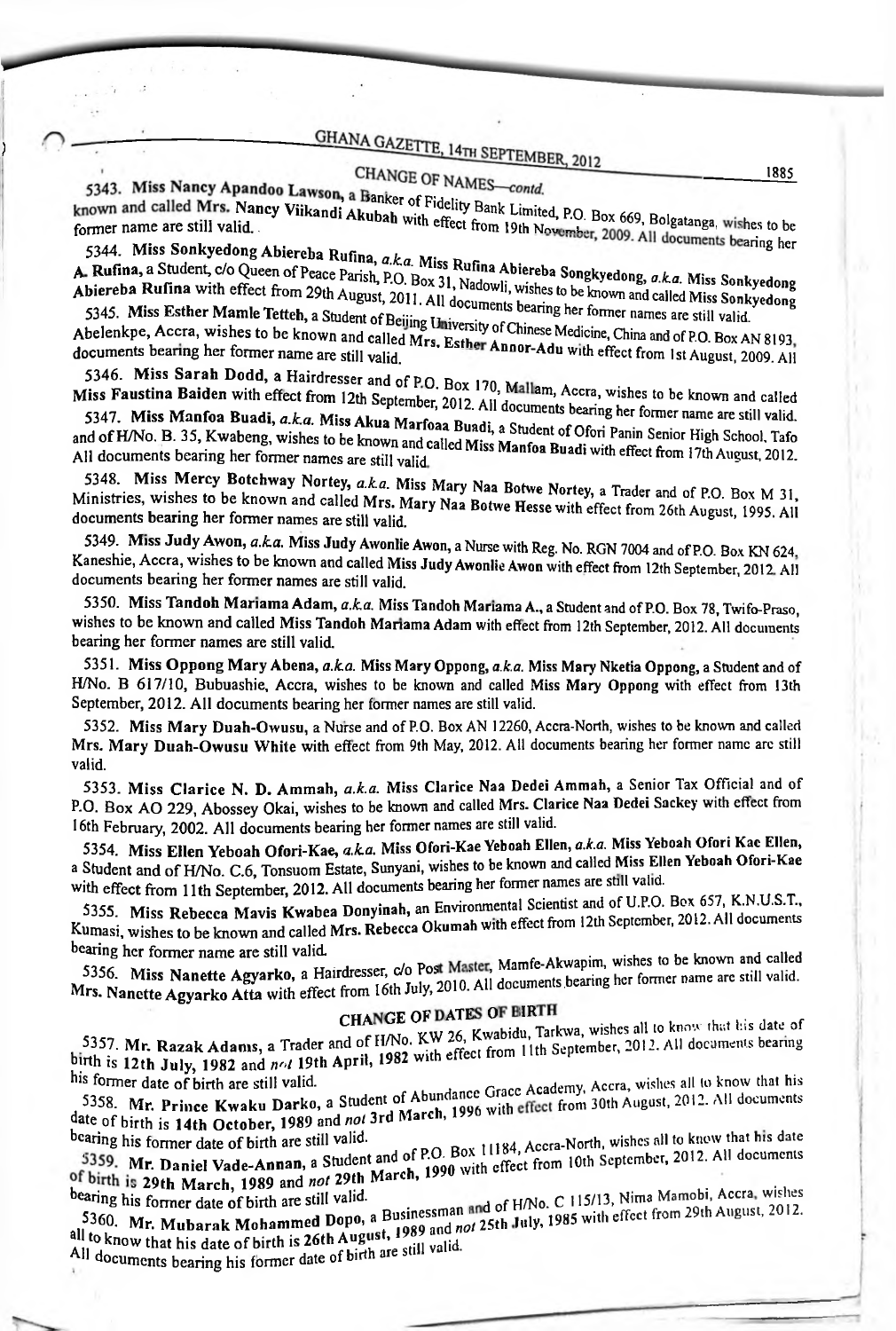## CHANGE OF NAMES—*contd.*

5343. **Miss Nancy Apandoo Lawson,** a Banker of Fidelity Bank Limited, P.O. Box 669, Bolgatanga, wishes to be known and called **Mrs. Nancy Viikandi Akubah** with effect from 19th November, 2009. All documents bearing her former name are still valid.

5344. **Miss Sonkyedong Abiereba Rufina,** *a.k.a.* **Miss Rufina Abiereba Songkyedong,** *a.k.a.* **Miss Sonkyedong A. Rufina,** a Student, c/o Queen of Peace Parish, P.O. Box 31, Nadowli, wishes to be known and called **Miss Sonkyedong Abiereba Rufina** with effect from 29th August, 2011. All documents bearing her former names are still valid.

5345. **Miss Esther Mamle Tetteh,** a Student of Beijing University of Chinese Medicine, China and of P.O. Box AN 8193, Abelenkpe, Accra, wishes to be known and called **Mrs. Esther Annor-Adu** with effect from 1st August, 2009. All documents bearing her former name are still valid.

5346. **Miss Sarah Dodd,** a Hairdresser and of P.O. Box 170, Mallam, Accra, wishes to be known and called **Miss Faustina Baiden** with effect from 12th September, 2012. All documents bearing her former name are still valid.

5347. **Miss Manfoa Buadi,** *a.k.a.* **Miss Akua Marfoaa Buadi,** a Student of Ofori Panin Senior High School, Tafo and of H/No. B. 35, Kwabeng, wishes to be known and called **Miss Manfoa Buadi** with effect from 17th August, 2012. All documents bearing her former names are still valid.

5348. **Miss Mercy Botchway Nortey,** *a.k.a.* **Miss Mary Naa Botwe Nortey,** a Trader and of P.O. Box M 31, Ministries, wishes to be known and called **Mrs. Mary Naa Botwe Hesse** with effect from 26th August, 1995. All documents bearing her former names are still valid.

5349. **Miss Judy Awon,** *a.k.a.* **Miss Judy Awonlie Awon,** a Nurse with Reg. No. RGN 7004 and of P.O. Box KN 624, Kaneshie, Accra, wishes to be known and called **Miss Judy Awonlie Awon** with effect from 12th September, 2012. All documents bearing her former names are still valid.

5350. **Miss Tandoh Mariama Adam,** *a.k.a.* **Miss Tandoh Mariama A.,** a Student and of P.O. Box 78, Twifo-Praso, wishes to be known and called **Miss Tandoh Mariama Adam** with effect from 12th September, 2012. All documents bearing her former names are still valid.

5351. **Miss Oppong Mary Abena,** *a.k.a.* **Miss Mary Oppong,** *a.k.a.* **Miss Mary Nketia Oppong,** a Student and of H/No. B 617/10, Bubuashie, Accra, wishes to be known and called **Miss Mary Oppong** with effect from 13th September, 2012. All documents bearing her former names are still valid.

5352. **Miss Mary Duah-Owusu,** a Nurse and of P.O. Box AN 12260, Accra-North, wishes to be known and called **Mrs. Mary Duah-Owusu White** with effect from 9th May, 2012. All documents bearing her former name are still valid.

5353. **Miss Clarice N. D. Ammah,** *a.k.a.* **Miss Clarice Naa Dedei Ammah,** a Senior Tax Official and of P.O. Box AO 229, Abossey Okai, wishes to be known and called **Mrs. Clarice Naa Dedei Sackey** with effect from 16th February, 2002. All documents bearing her former names are still valid.

5354. **Miss Ellen Yeboah Ofori-Kae,** *a.k.a.* **Miss Ofori-Kae Yeboah Ellen,** *a.k.a.* **Miss Yeboah Ofori Kae Ellen,** a Student and of H/No. C.6, Tonsuom Estate, Sunyani, wishes to be known and called **Miss Ellen Yeboah Ofori-Kae** with effect from 11th September, 2012. All documents bearing her former names are still valid.

5355. **Miss Rebecca Mavis Kwabea Donyinah,** an Environmental Scientist and of U.P.O. Box 657, K.N.U.S.T., Kumasi, wishes to be known and called **Mrs. Rebecca Okumah** with effect from 12th September, 2012. All documents bearing her former name are still valid.

5356. **Miss Nanette Agyarko,** a Hairdresser, c/o Post Master, Mamfe-Akwapim, wishes to be known and called **Mrs. Nanette Agyarko Atta** with effect from 16th July, 2010. All documents bearing her former name are still valid.

## CHANGE OF DATES OF BIRTH

5357. **Mr. Razak Adams,** a Trader and of H/No. KW 26, Kwabidu, Tarkwa, wishes all to know that his date of birth is **12th July, 1982** and *not* **19th April, 1982** with effect from 11th September, 2012. All documents bearing his former date of birth are still valid.

5358. **Mr. Prince Kwaku Darko,** a Student of Abundance Grace Academy, Accra, wishes all to know that his date of birth is **14th October, 1989** and *not* **3rd March, 1996** with effect from 30th August, 2012. All documents bearing his former date of birth are still valid.

5359. **Mr. Daniel Vade-Annan,** a Student and of P.O. Box 11184, Accra-North, wishes all to know that his date of birth is **29th March, 1989** and *not* **29th March, 1990** with effect from 10th September, 2012. All documents bearing his former date of birth are still valid.

5360. **Mr. Mubarak Mohammed Dopo,** a Businessman and of H/No. C 115/13, Nima Mamobi, Accra, wishes all to know that his date of birth is **26th August, 1989** and *not* **25th July, 1985** with effect from 29th August, 2012. All documents bearing his former date of birth are still valid.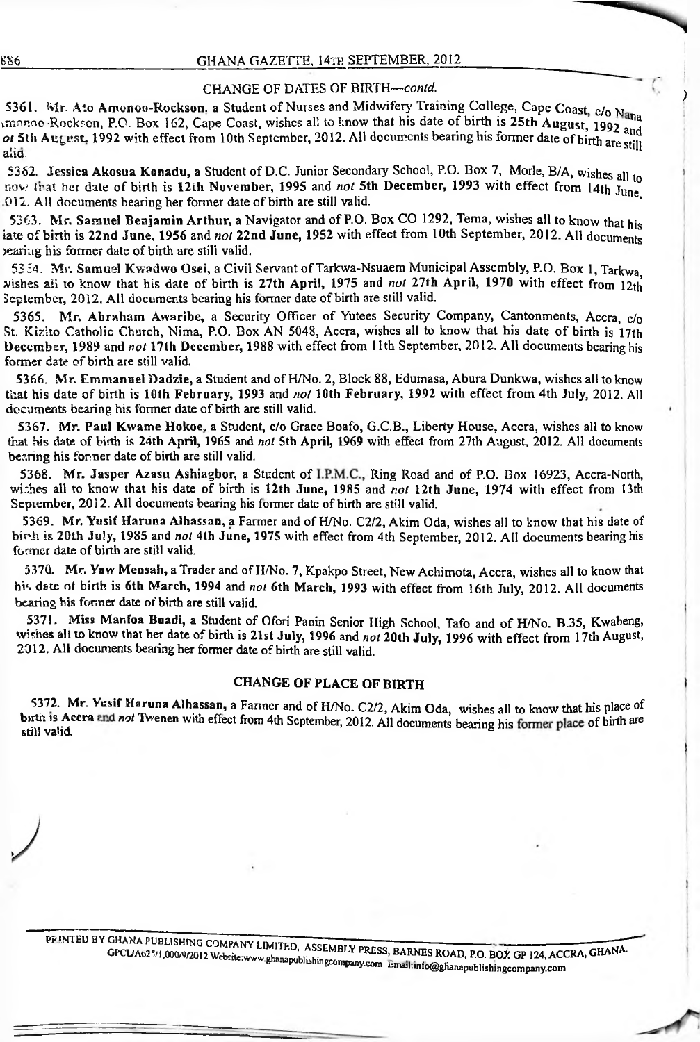## CHANGE OF DATES OF BIRTH—*contd.*

5361. Mr. Ato Amonoo-Rockson, a Student of Nurses and Midwifery Training College, Cape Coast, c/o Nana Amonoo-Rockson, P.O. Box 162, Cape Coast, wishes all to know that his date of birth is **25th August, 1992** and *not* **5th August, 1992** with effect from 10th September, 2012. All documents bearing his former date of birth are still valid.

5362. **Jessica Akosua Konadu**, a Student of D.C. Junior Secondary School, P.O. Box 7, Morle, B/A, wishes all to know that her date of birth is **12th November, 1995** and *not* **5th December, 1993** with effect from 14th June, 2012. All documents bearing her former date of birth are still valid.

5363. **Mr. Samuel Benjamin Arthur**, a Navigator and of P.O. Box CO 1292, Tema, wishes all to know that his date of birth is **22nd June, 1956** and *not* **22nd June, 1952** with effect from 10th September, 2012. All documents bearing his former date of birth are still valid.

5364. **Mr. Samuel Kwadwo Osei**, a Civil Servant of Tarkwa-Nsuaem Municipal Assembly, P.O. Box 1, Tarkwa, wishes all to know that his date of birth is **27th April, 1975** and *not* **27th April, 1970** with effect from 12th September, 2012. All documents bearing his former date of birth are still valid.

5365. **Mr. Abraham Awaribe**, a Security Officer of Yutees Security Company, Cantonments, Accra, c/o St. Kizito Catholic Church, Nima, P.O. Box AN 5048, Accra, wishes all to know that his date of birth is **17th December, 1989** and *not* **17th December, 1988** with effect from 11th September, 2012. All documents bearing his former date of birth are still valid.

5366. **Mr. Emmanuel Dadzie**, a Student and of H/No. 2, Block 88, Edumasa, Abura Dunkwa, wishes all to know that his date of birth is **10th February, 1993** and *not* **10th February, 1992** with effect from 4th July, 2012. All documents bearing his former date of birth are still valid.

5367. **Mr. Paul Kwame Hokoe**, a Student, c/o Grace Boafo, G.C.B., Liberty House, Accra, wishes all to know that his date of birth is **24th April, 1965** and *not* **5th April, 1969** with effect from 27th August, 2012. All documents bearing his former date of birth are still valid.

5368. **Mr. Jasper Azasu Ashiagbor**, a Student of I.P.M.C., Ring Road and of P.O. Box 16923, Accra-North, wishes all to know that his date of birth is **12th June, 1985** and *not* **12th June, 1974** with effect from 13th September, 2012. All documents bearing his former date of birth are still valid.

5369. **Mr. Yusif Haruna Alhassan**, a Farmer and of H/No. C2/2, Akim Oda, wishes all to know that his date of birth is **20th July, 1985** and *not* **4th June, 1975** with effect from 4th September, 2012. All documents bearing his former date of birth are still valid.

5370. **Mr. Yaw Mensah**, a Trader and of H/No. 7, Kpakpo Street, New Achimota, Accra, wishes all to know that his date of birth is **6th March, 1994** and *not* **6th March, 1993** with effect from 16th July, 2012. All documents bearing his former date of birth are still valid.

5371. **Miss Manfoa Buadi**, a Student of Ofori Panin Senior High School, Tafo and of H/No. B.35, Kwabeng, wishes all to know that her date of birth is **21st July, 1996** and *not* **20th July, 1996** with effect from 17th August, 2012. All documents bearing her former date of birth are still valid.

## CHANGE OF PLACE OF BIRTH

5372. **Mr. Yusif Haruna Alhassan**, a Farmer and of H/No. C2/2, Akim Oda, wishes all to know that his place of birth is **Accra** and *not* **Twenen** with effect from 4th September, 2012. All documents bearing his former place of birth are still valid.

PRINTED BY GHANA PUBLISHING COMPANY LIMITED, ASSEMBLY PRESS, BARNES ROAD, P.O. BOX GP 124, ACCRA, GHANA.
GPCL/A625/1,000/9/2012 Website:www.ghanapublishingcompany.com Email:info@ghanapublishingcompany.com